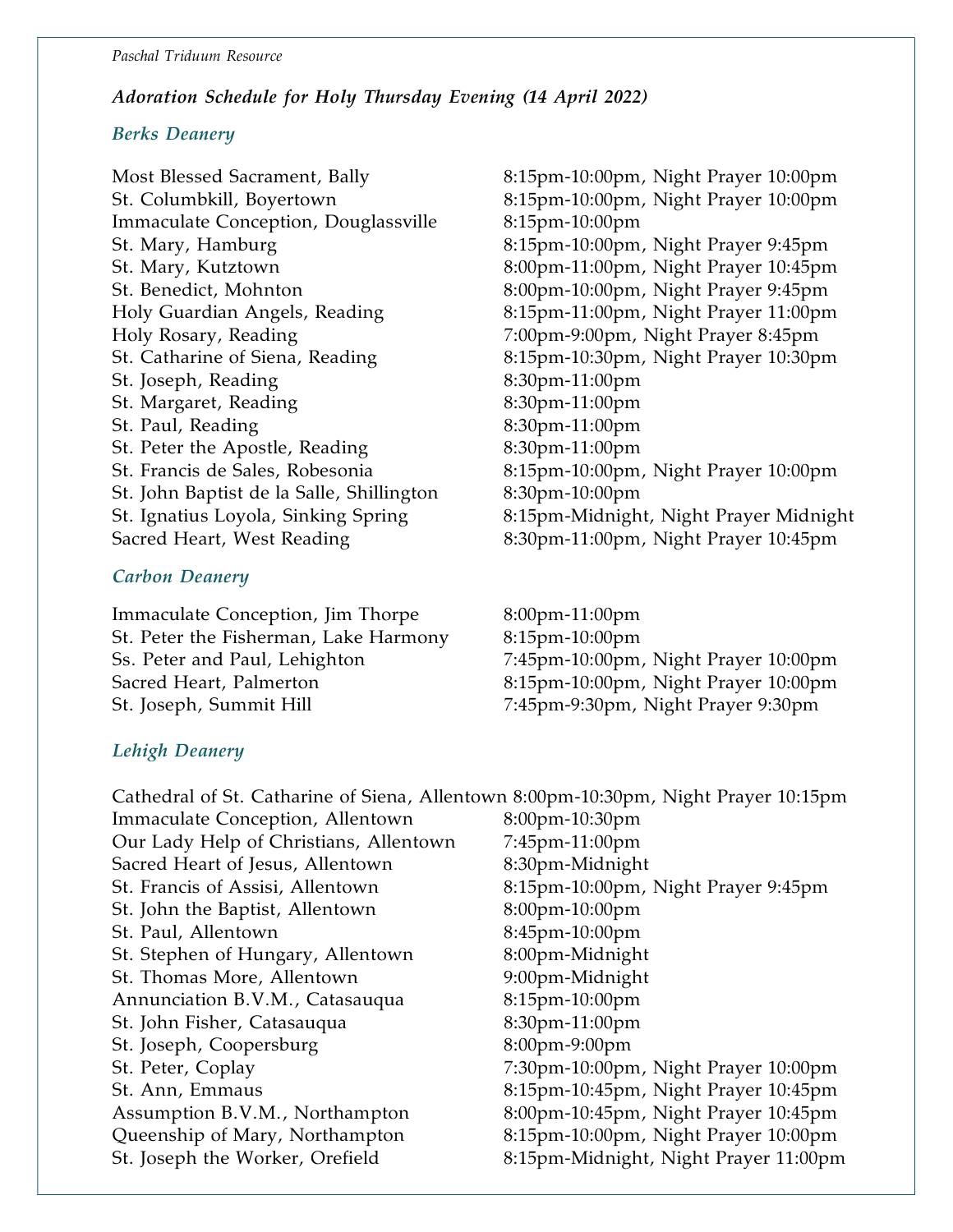*Paschal Triduum Resource*

***Adoration Schedule for Holy Thursday Evening (14 April 2022)***

### *Berks Deanery*

| | |
|---|---|
| Most Blessed Sacrament, Bally | 8:15pm-10:00pm, Night Prayer 10:00pm |
| St. Columbkill, Boyertown | 8:15pm-10:00pm, Night Prayer 10:00pm |
| Immaculate Conception, Douglassville | 8:15pm-10:00pm |
| St. Mary, Hamburg | 8:15pm-10:00pm, Night Prayer 9:45pm |
| St. Mary, Kutztown | 8:00pm-11:00pm, Night Prayer 10:45pm |
| St. Benedict, Mohnton | 8:00pm-10:00pm, Night Prayer 9:45pm |
| Holy Guardian Angels, Reading | 8:15pm-11:00pm, Night Prayer 11:00pm |
| Holy Rosary, Reading | 7:00pm-9:00pm, Night Prayer 8:45pm |
| St. Catharine of Siena, Reading | 8:15pm-10:30pm, Night Prayer 10:30pm |
| St. Joseph, Reading | 8:30pm-11:00pm |
| St. Margaret, Reading | 8:30pm-11:00pm |
| St. Paul, Reading | 8:30pm-11:00pm |
| St. Peter the Apostle, Reading | 8:30pm-11:00pm |
| St. Francis de Sales, Robesonia | 8:15pm-10:00pm, Night Prayer 10:00pm |
| St. John Baptist de la Salle, Shillington | 8:30pm-10:00pm |
| St. Ignatius Loyola, Sinking Spring | 8:15pm-Midnight, Night Prayer Midnight |
| Sacred Heart, West Reading | 8:30pm-11:00pm, Night Prayer 10:45pm |

### *Carbon Deanery*

| | |
|---|---|
| Immaculate Conception, Jim Thorpe | 8:00pm-11:00pm |
| St. Peter the Fisherman, Lake Harmony | 8:15pm-10:00pm |
| Ss. Peter and Paul, Lehighton | 7:45pm-10:00pm, Night Prayer 10:00pm |
| Sacred Heart, Palmerton | 8:15pm-10:00pm, Night Prayer 10:00pm |
| St. Joseph, Summit Hill | 7:45pm-9:30pm, Night Prayer 9:30pm |

### *Lehigh Deanery*

| | |
|---|---|
| Cathedral of St. Catharine of Siena, Allentown | 8:00pm-10:30pm, Night Prayer 10:15pm |
| Immaculate Conception, Allentown | 8:00pm-10:30pm |
| Our Lady Help of Christians, Allentown | 7:45pm-11:00pm |
| Sacred Heart of Jesus, Allentown | 8:30pm-Midnight |
| St. Francis of Assisi, Allentown | 8:15pm-10:00pm, Night Prayer 9:45pm |
| St. John the Baptist, Allentown | 8:00pm-10:00pm |
| St. Paul, Allentown | 8:45pm-10:00pm |
| St. Stephen of Hungary, Allentown | 8:00pm-Midnight |
| St. Thomas More, Allentown | 9:00pm-Midnight |
| Annunciation B.V.M., Catasauqua | 8:15pm-10:00pm |
| St. John Fisher, Catasauqua | 8:30pm-11:00pm |
| St. Joseph, Coopersburg | 8:00pm-9:00pm |
| St. Peter, Coplay | 7:30pm-10:00pm, Night Prayer 10:00pm |
| St. Ann, Emmaus | 8:15pm-10:45pm, Night Prayer 10:45pm |
| Assumption B.V.M., Northampton | 8:00pm-10:45pm, Night Prayer 10:45pm |
| Queenship of Mary, Northampton | 8:15pm-10:00pm, Night Prayer 10:00pm |
| St. Joseph the Worker, Orefield | 8:15pm-Midnight, Night Prayer 11:00pm |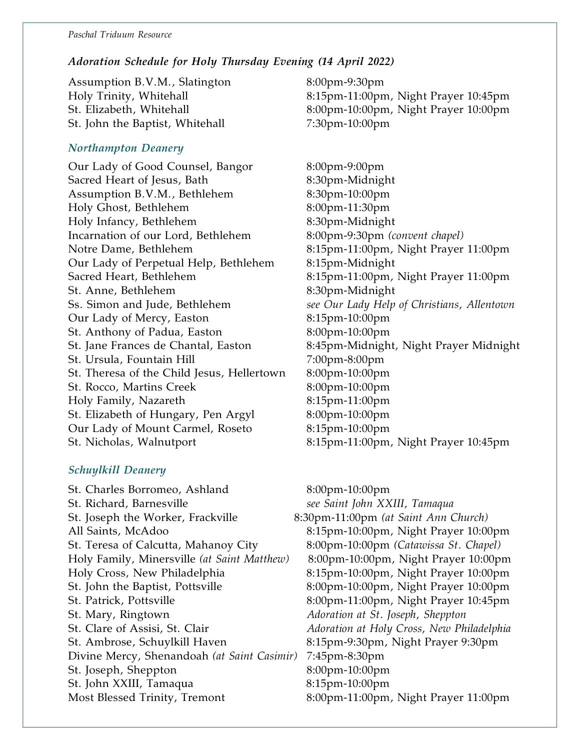*Adoration Schedule for Holy Thursday Evening (14 April 2022)*

| | |
|---|---|
| Assumption B.V.M., Slatington | 8:00pm-9:30pm |
| Holy Trinity, Whitehall | 8:15pm-11:00pm, Night Prayer 10:45pm |
| St. Elizabeth, Whitehall | 8:00pm-10:00pm, Night Prayer 10:00pm |
| St. John the Baptist, Whitehall | 7:30pm-10:00pm |

### *Northampton Deanery*

| | |
|---|---|
| Our Lady of Good Counsel, Bangor | 8:00pm-9:00pm |
| Sacred Heart of Jesus, Bath | 8:30pm-Midnight |
| Assumption B.V.M., Bethlehem | 8:30pm-10:00pm |
| Holy Ghost, Bethlehem | 8:00pm-11:30pm |
| Holy Infancy, Bethlehem | 8:30pm-Midnight |
| Incarnation of our Lord, Bethlehem | 8:00pm-9:30pm *(convent chapel)* |
| Notre Dame, Bethlehem | 8:15pm-11:00pm, Night Prayer 11:00pm |
| Our Lady of Perpetual Help, Bethlehem | 8:15pm-Midnight |
| Sacred Heart, Bethlehem | 8:15pm-11:00pm, Night Prayer 11:00pm |
| St. Anne, Bethlehem | 8:30pm-Midnight |
| Ss. Simon and Jude, Bethlehem | *see Our Lady Help of Christians, Allentown* |
| Our Lady of Mercy, Easton | 8:15pm-10:00pm |
| St. Anthony of Padua, Easton | 8:00pm-10:00pm |
| St. Jane Frances de Chantal, Easton | 8:45pm-Midnight, Night Prayer Midnight |
| St. Ursula, Fountain Hill | 7:00pm-8:00pm |
| St. Theresa of the Child Jesus, Hellertown | 8:00pm-10:00pm |
| St. Rocco, Martins Creek | 8:00pm-10:00pm |
| Holy Family, Nazareth | 8:15pm-11:00pm |
| St. Elizabeth of Hungary, Pen Argyl | 8:00pm-10:00pm |
| Our Lady of Mount Carmel, Roseto | 8:15pm-10:00pm |
| St. Nicholas, Walnutport | 8:15pm-11:00pm, Night Prayer 10:45pm |

### *Schuylkill Deanery*

| | |
|---|---|
| St. Charles Borromeo, Ashland | 8:00pm-10:00pm |
| St. Richard, Barnesville | *see Saint John XXIII, Tamaqua* |
| St. Joseph the Worker, Frackville | 8:30pm-11:00pm *(at Saint Ann Church)* |
| All Saints, McAdoo | 8:15pm-10:00pm, Night Prayer 10:00pm |
| St. Teresa of Calcutta, Mahanoy City | 8:00pm-10:00pm *(Catawissa St. Chapel)* |
| Holy Family, Minersville *(at Saint Matthew)* | 8:00pm-10:00pm, Night Prayer 10:00pm |
| Holy Cross, New Philadelphia | 8:15pm-10:00pm, Night Prayer 10:00pm |
| St. John the Baptist, Pottsville | 8:00pm-10:00pm, Night Prayer 10:00pm |
| St. Patrick, Pottsville | 8:00pm-11:00pm, Night Prayer 10:45pm |
| St. Mary, Ringtown | *Adoration at St. Joseph, Sheppton* |
| St. Clare of Assisi, St. Clair | *Adoration at Holy Cross, New Philadelphia* |
| St. Ambrose, Schuylkill Haven | 8:15pm-9:30pm, Night Prayer 9:30pm |
| Divine Mercy, Shenandoah *(at Saint Casimir)* | 7:45pm-8:30pm |
| St. Joseph, Sheppton | 8:00pm-10:00pm |
| St. John XXIII, Tamaqua | 8:15pm-10:00pm |
| Most Blessed Trinity, Tremont | 8:00pm-11:00pm, Night Prayer 11:00pm |